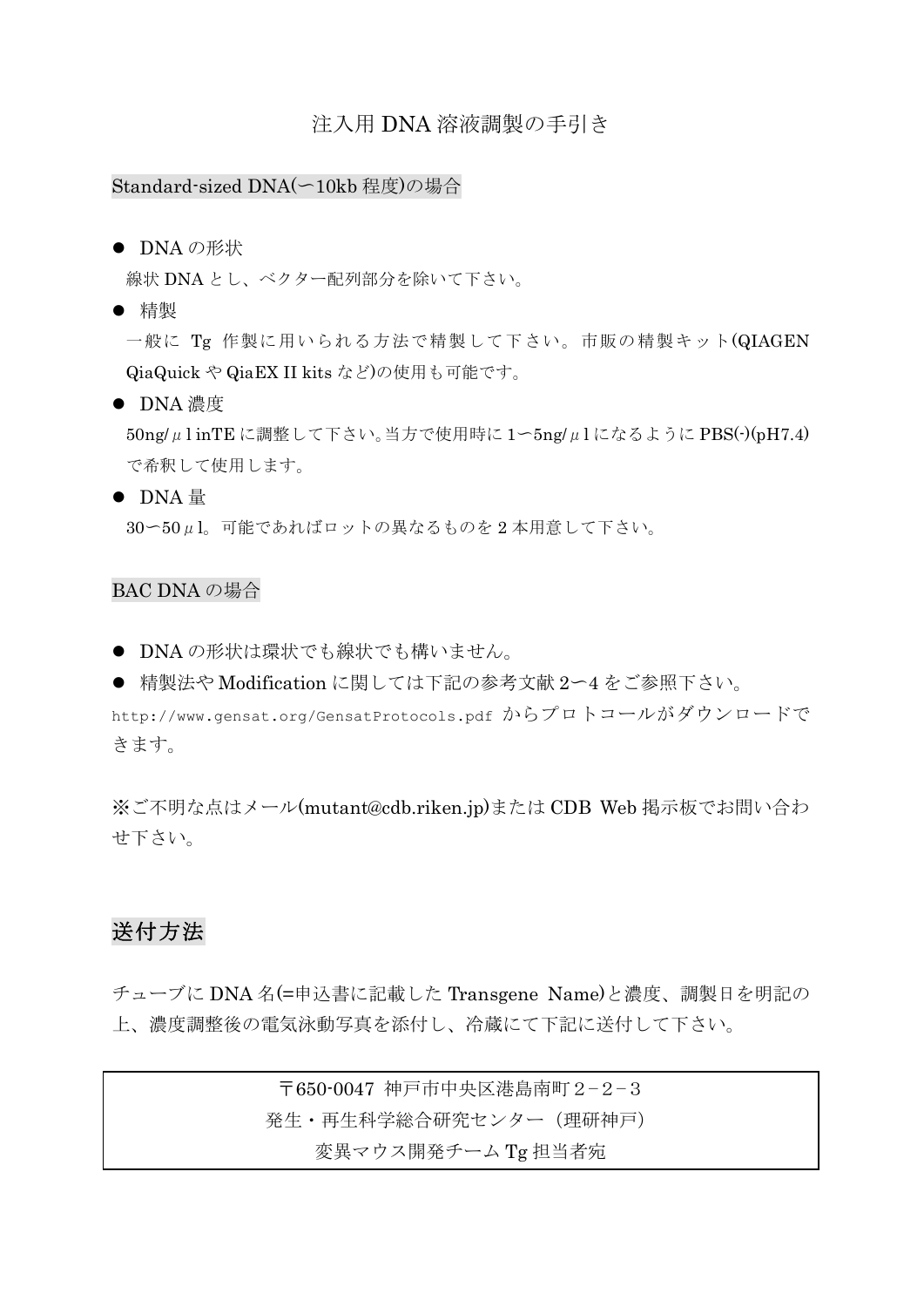# 注入用 DNA 溶液調製の手引き

## Standard-sized DNA(ー10kb 程度)の場合

- DNA の形状

  線状 DNA とし、ベクター配列部分を除いて下さい。

- 精製

  一般に Tg 作製に用いられる方法で精製して下さい。市販の精製キット(QIAGEN QiaQuick や QiaEX II kits など)の使用も可能です。

- DNA 濃度

  50ng/μl inTE に調整して下さい。当方で使用時に 1ー5ng/μl になるように PBS(-)(pH7.4)で希釈して使用します。

- DNA 量

  30ー50μl。可能であればロットの異なるものを 2 本用意して下さい。

## BAC DNA の場合

- DNA の形状は環状でも線状でも構いません。
- 精製法や Modification に関しては下記の参考文献 2ー4 をご参照下さい。

http://www.gensat.org/GensatProtocols.pdf からプロトコールがダウンロードできます。

※ご不明な点はメール(mutant@cdb.riken.jp)または CDB Web 掲示板でお問い合わせ下さい。

## 送付方法

チューブに DNA 名(=申込書に記載した Transgene Name)と濃度、調製日を明記の上、濃度調整後の電気泳動写真を添付し、冷蔵にて下記に送付して下さい。

〒650-0047 神戸市中央区港島南町２－２－３
発生・再生科学総合研究センター（理研神戸）
変異マウス開発チーム Tg 担当者宛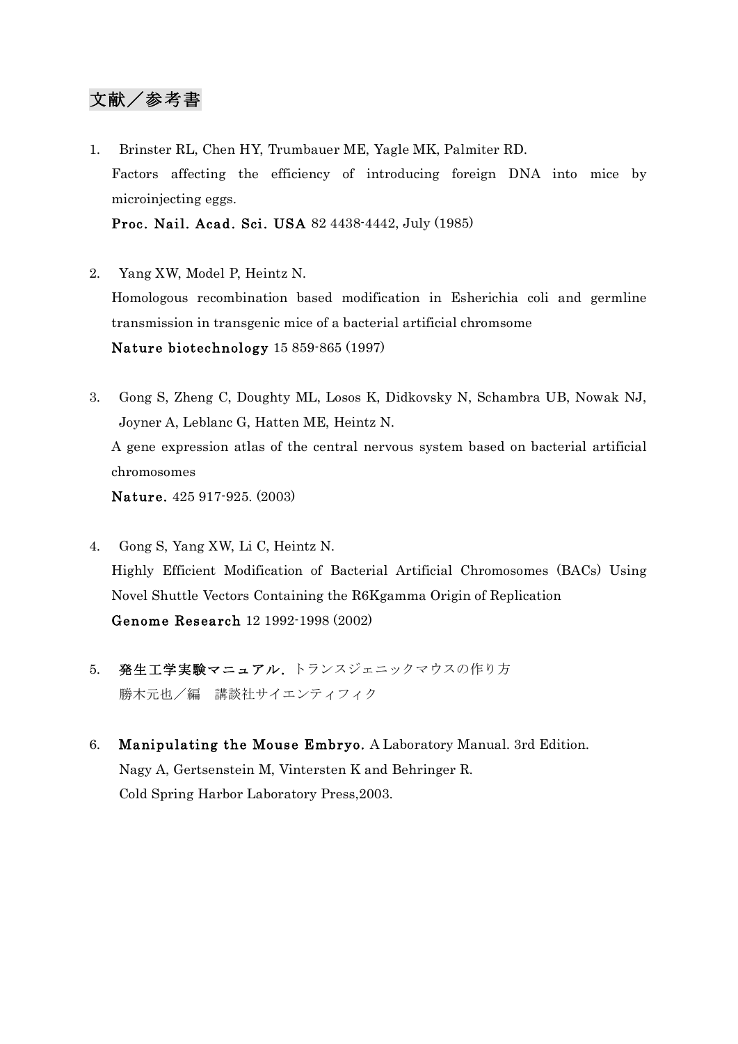## 文献／参考書

1. Brinster RL, Chen HY, Trumbauer ME, Yagle MK, Palmiter RD.
   Factors affecting the efficiency of introducing foreign DNA into mice by microinjecting eggs.
   **Proc. Nail. Acad. Sci. USA** 82 4438-4442, July (1985)

2. Yang XW, Model P, Heintz N.
   Homologous recombination based modification in Esherichia coli and germline transmission in transgenic mice of a bacterial artificial chromsome
   **Nature biotechnology** 15 859-865 (1997)

3. Gong S, Zheng C, Doughty ML, Losos K, Didkovsky N, Schambra UB, Nowak NJ, Joyner A, Leblanc G, Hatten ME, Heintz N.
   A gene expression atlas of the central nervous system based on bacterial artificial chromosomes
   **Nature.** 425 917-925. (2003)

4. Gong S, Yang XW, Li C, Heintz N.
   Highly Efficient Modification of Bacterial Artificial Chromosomes (BACs) Using Novel Shuttle Vectors Containing the R6Kgamma Origin of Replication
   **Genome Research** 12 1992-1998 (2002)

5. **発生工学実験マニュアル.** トランスジェニックマウスの作り方
   勝木元也／編　講談社サイエンティフィク

6. **Manipulating the Mouse Embryo.** A Laboratory Manual. 3rd Edition.
   Nagy A, Gertsenstein M, Vintersten K and Behringer R.
   Cold Spring Harbor Laboratory Press,2003.